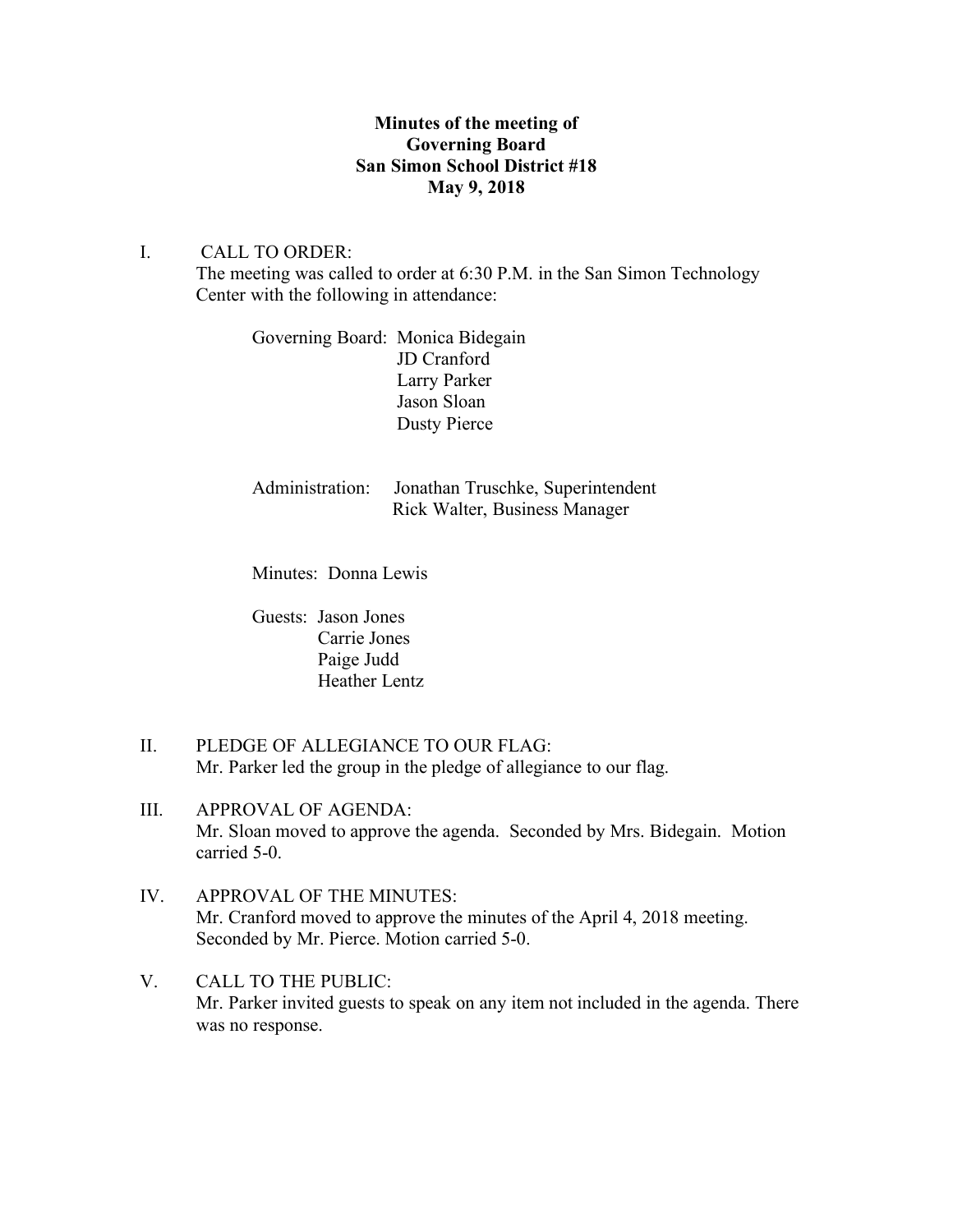**Minutes of the meeting of**
**Governing Board**
**San Simon School District #18**
**May 9, 2018**

I. CALL TO ORDER:
The meeting was called to order at 6:30 P.M. in the San Simon Technology Center with the following in attendance:

Governing Board: Monica Bidegain
JD Cranford
Larry Parker
Jason Sloan
Dusty Pierce

Administration: Jonathan Truschke, Superintendent
Rick Walter, Business Manager

Minutes: Donna Lewis

Guests: Jason Jones
Carrie Jones
Paige Judd
Heather Lentz

II. PLEDGE OF ALLEGIANCE TO OUR FLAG:
Mr. Parker led the group in the pledge of allegiance to our flag.

III. APPROVAL OF AGENDA:
Mr. Sloan moved to approve the agenda. Seconded by Mrs. Bidegain. Motion carried 5-0.

IV. APPROVAL OF THE MINUTES:
Mr. Cranford moved to approve the minutes of the April 4, 2018 meeting. Seconded by Mr. Pierce. Motion carried 5-0.

V. CALL TO THE PUBLIC:
Mr. Parker invited guests to speak on any item not included in the agenda. There was no response.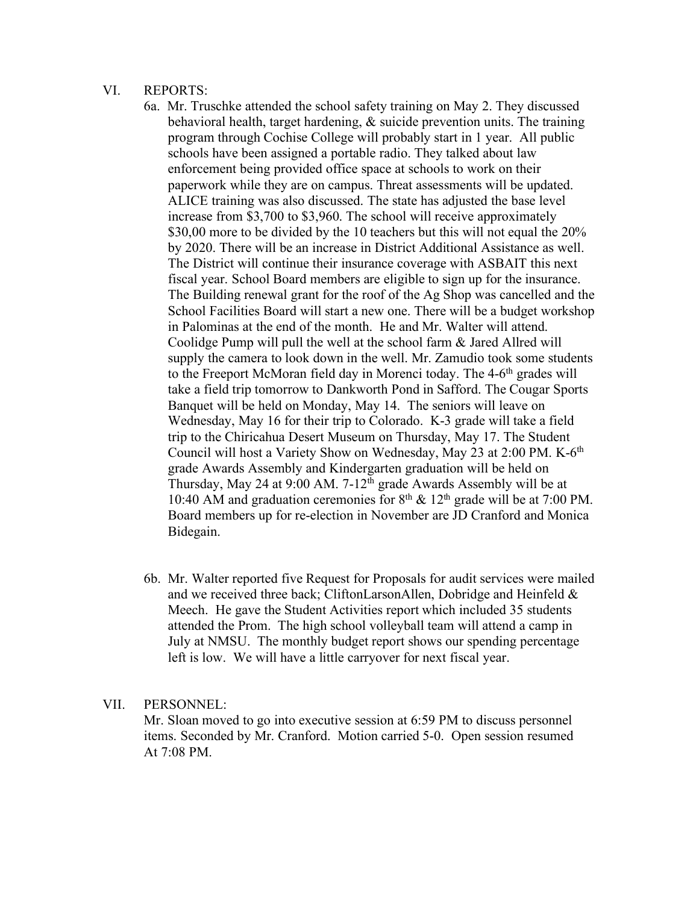VI. REPORTS:

6a. Mr. Truschke attended the school safety training on May 2. They discussed behavioral health, target hardening, & suicide prevention units. The training program through Cochise College will probably start in 1 year. All public schools have been assigned a portable radio. They talked about law enforcement being provided office space at schools to work on their paperwork while they are on campus. Threat assessments will be updated. ALICE training was also discussed. The state has adjusted the base level increase from $3,700 to $3,960. The school will receive approximately $30,00 more to be divided by the 10 teachers but this will not equal the 20% by 2020. There will be an increase in District Additional Assistance as well. The District will continue their insurance coverage with ASBAIT this next fiscal year. School Board members are eligible to sign up for the insurance. The Building renewal grant for the roof of the Ag Shop was cancelled and the School Facilities Board will start a new one. There will be a budget workshop in Palominas at the end of the month. He and Mr. Walter will attend. Coolidge Pump will pull the well at the school farm & Jared Allred will supply the camera to look down in the well. Mr. Zamudio took some students to the Freeport McMoran field day in Morenci today. The 4-6th grades will take a field trip tomorrow to Dankworth Pond in Safford. The Cougar Sports Banquet will be held on Monday, May 14. The seniors will leave on Wednesday, May 16 for their trip to Colorado. K-3 grade will take a field trip to the Chiricahua Desert Museum on Thursday, May 17. The Student Council will host a Variety Show on Wednesday, May 23 at 2:00 PM. K-6th grade Awards Assembly and Kindergarten graduation will be held on Thursday, May 24 at 9:00 AM. 7-12th grade Awards Assembly will be at 10:40 AM and graduation ceremonies for 8th & 12th grade will be at 7:00 PM. Board members up for re-election in November are JD Cranford and Monica Bidegain.

6b. Mr. Walter reported five Request for Proposals for audit services were mailed and we received three back; CliftonLarsonAllen, Dobridge and Heinfeld & Meech. He gave the Student Activities report which included 35 students attended the Prom. The high school volleyball team will attend a camp in July at NMSU. The monthly budget report shows our spending percentage left is low. We will have a little carryover for next fiscal year.

VII. PERSONNEL:

Mr. Sloan moved to go into executive session at 6:59 PM to discuss personnel items. Seconded by Mr. Cranford. Motion carried 5-0. Open session resumed At 7:08 PM.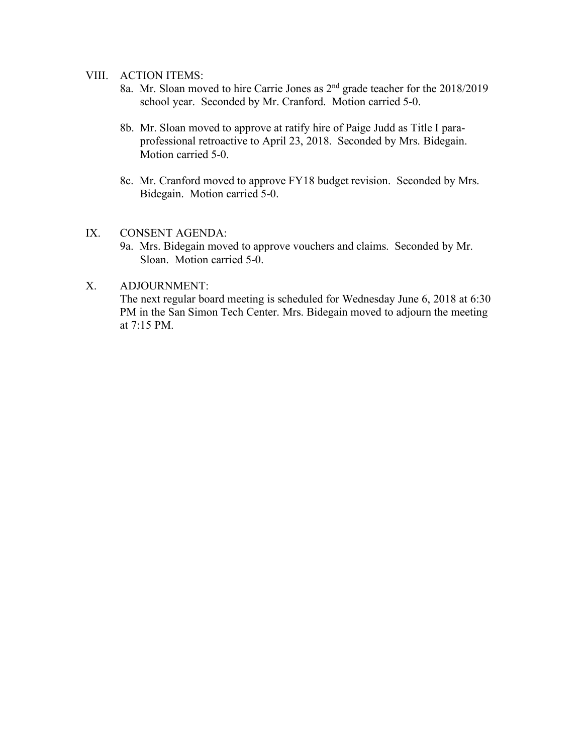VIII. ACTION ITEMS:

8a. Mr. Sloan moved to hire Carrie Jones as 2nd grade teacher for the 2018/2019 school year. Seconded by Mr. Cranford. Motion carried 5-0.

8b. Mr. Sloan moved to approve at ratify hire of Paige Judd as Title I para-professional retroactive to April 23, 2018. Seconded by Mrs. Bidegain. Motion carried 5-0.

8c. Mr. Cranford moved to approve FY18 budget revision. Seconded by Mrs. Bidegain. Motion carried 5-0.

IX. CONSENT AGENDA:

9a. Mrs. Bidegain moved to approve vouchers and claims. Seconded by Mr. Sloan. Motion carried 5-0.

X. ADJOURNMENT:

The next regular board meeting is scheduled for Wednesday June 6, 2018 at 6:30 PM in the San Simon Tech Center. Mrs. Bidegain moved to adjourn the meeting at 7:15 PM.